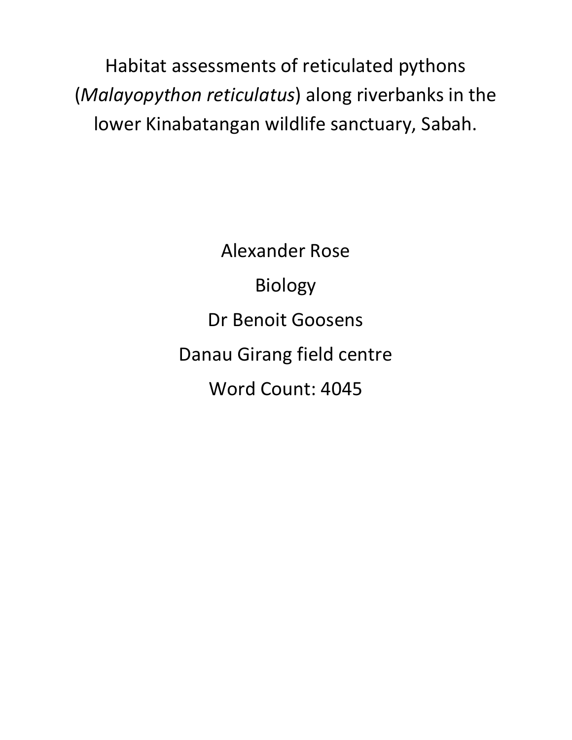# Habitat assessments of reticulated pythons (*Malayopython reticulatus*) along riverbanks in the lower Kinabatangan wildlife sanctuary, Sabah.

Alexander Rose

Biology

Dr Benoit Goosens

Danau Girang field centre

Word Count: 4045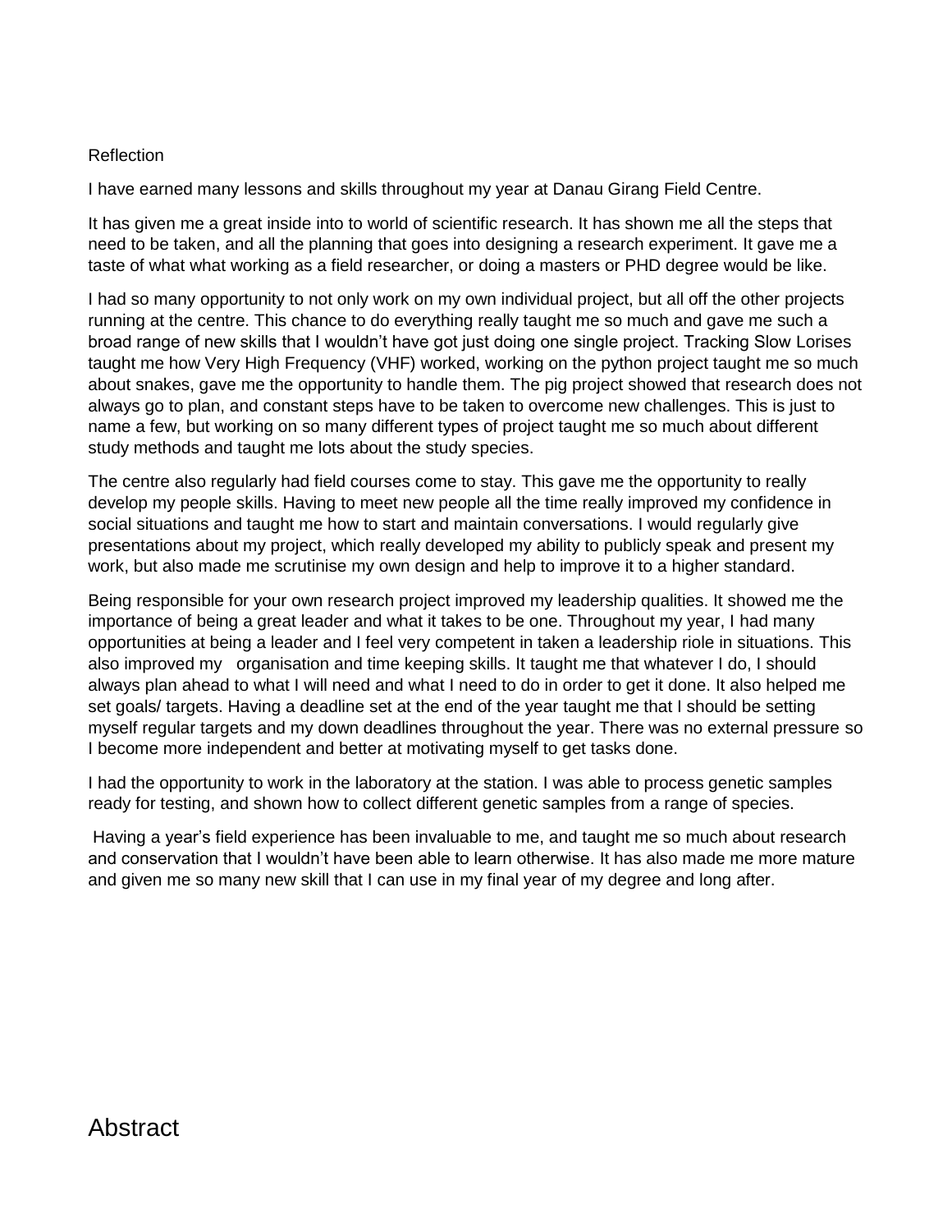Reflection

I have earned many lessons and skills throughout my year at Danau Girang Field Centre.

It has given me a great inside into to world of scientific research. It has shown me all the steps that need to be taken, and all the planning that goes into designing a research experiment. It gave me a taste of what what working as a field researcher, or doing a masters or PHD degree would be like.

I had so many opportunity to not only work on my own individual project, but all off the other projects running at the centre. This chance to do everything really taught me so much and gave me such a broad range of new skills that I wouldn't have got just doing one single project. Tracking Slow Lorises taught me how Very High Frequency (VHF) worked, working on the python project taught me so much about snakes, gave me the opportunity to handle them. The pig project showed that research does not always go to plan, and constant steps have to be taken to overcome new challenges. This is just to name a few, but working on so many different types of project taught me so much about different study methods and taught me lots about the study species.

The centre also regularly had field courses come to stay. This gave me the opportunity to really develop my people skills. Having to meet new people all the time really improved my confidence in social situations and taught me how to start and maintain conversations. I would regularly give presentations about my project, which really developed my ability to publicly speak and present my work, but also made me scrutinise my own design and help to improve it to a higher standard.

Being responsible for your own research project improved my leadership qualities. It showed me the importance of being a great leader and what it takes to be one. Throughout my year, I had many opportunities at being a leader and I feel very competent in taken a leadership riole in situations. This also improved my organisation and time keeping skills. It taught me that whatever I do, I should always plan ahead to what I will need and what I need to do in order to get it done. It also helped me set goals/ targets. Having a deadline set at the end of the year taught me that I should be setting myself regular targets and my down deadlines throughout the year. There was no external pressure so I become more independent and better at motivating myself to get tasks done.

I had the opportunity to work in the laboratory at the station. I was able to process genetic samples ready for testing, and shown how to collect different genetic samples from a range of species.

Having a year's field experience has been invaluable to me, and taught me so much about research and conservation that I wouldn't have been able to learn otherwise. It has also made me more mature and given me so many new skill that I can use in my final year of my degree and long after.

# Abstract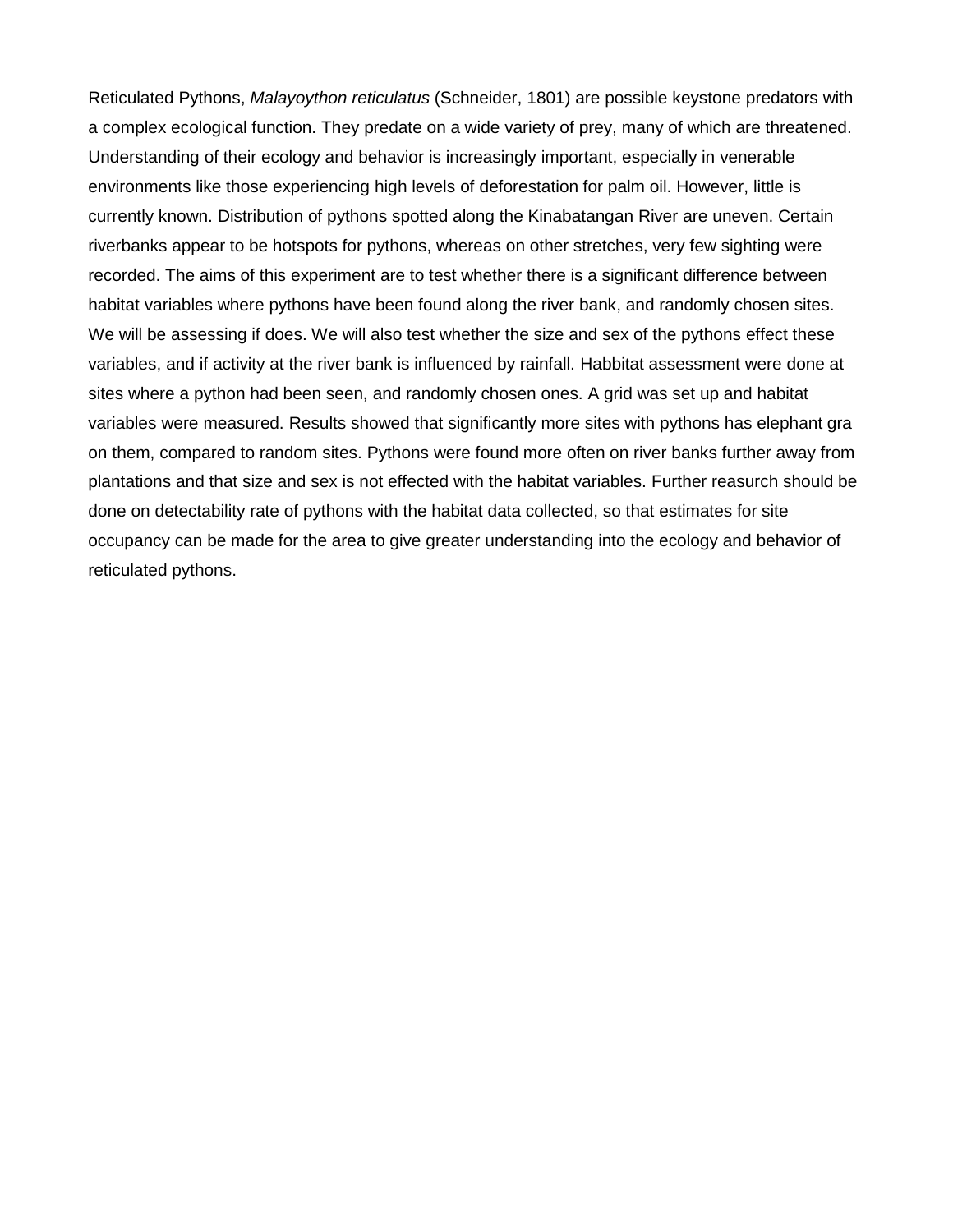Reticulated Pythons, *Malayoython reticulatus* (Schneider, 1801) are possible keystone predators with a complex ecological function. They predate on a wide variety of prey, many of which are threatened. Understanding of their ecology and behavior is increasingly important, especially in venerable environments like those experiencing high levels of deforestation for palm oil. However, little is currently known. Distribution of pythons spotted along the Kinabatangan River are uneven. Certain riverbanks appear to be hotspots for pythons, whereas on other stretches, very few sighting were recorded. The aims of this experiment are to test whether there is a significant difference between habitat variables where pythons have been found along the river bank, and randomly chosen sites. We will be assessing if does. We will also test whether the size and sex of the pythons effect these variables, and if activity at the river bank is influenced by rainfall. Habbitat assessment were done at sites where a python had been seen, and randomly chosen ones. A grid was set up and habitat variables were measured. Results showed that significantly more sites with pythons has elephant gra on them, compared to random sites. Pythons were found more often on river banks further away from plantations and that size and sex is not effected with the habitat variables. Further reasurch should be done on detectability rate of pythons with the habitat data collected, so that estimates for site occupancy can be made for the area to give greater understanding into the ecology and behavior of reticulated pythons.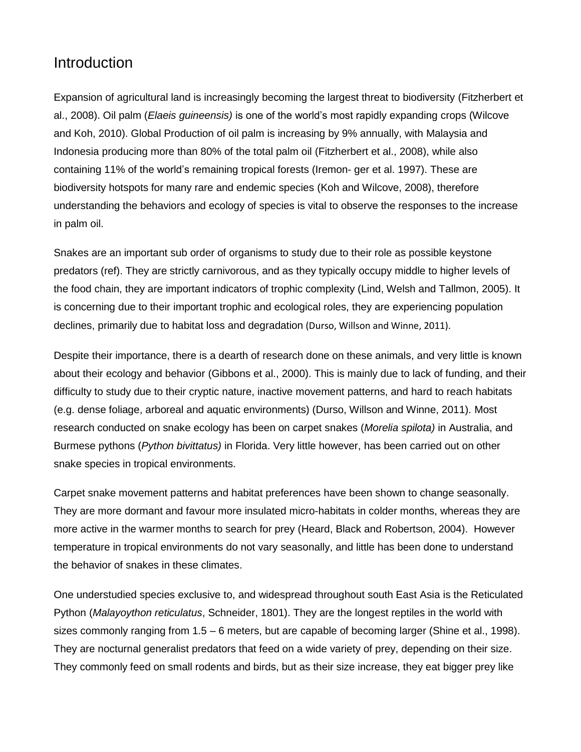# Introduction

Expansion of agricultural land is increasingly becoming the largest threat to biodiversity (Fitzherbert et al., 2008). Oil palm (*Elaeis guineensis)* is one of the world's most rapidly expanding crops (Wilcove and Koh, 2010). Global Production of oil palm is increasing by 9% annually, with Malaysia and Indonesia producing more than 80% of the total palm oil (Fitzherbert et al., 2008), while also containing 11% of the world's remaining tropical forests (Iremon- ger et al. 1997). These are biodiversity hotspots for many rare and endemic species (Koh and Wilcove, 2008), therefore understanding the behaviors and ecology of species is vital to observe the responses to the increase in palm oil.

Snakes are an important sub order of organisms to study due to their role as possible keystone predators (ref). They are strictly carnivorous, and as they typically occupy middle to higher levels of the food chain, they are important indicators of trophic complexity (Lind, Welsh and Tallmon, 2005). It is concerning due to their important trophic and ecological roles, they are experiencing population declines, primarily due to habitat loss and degradation (Durso, Willson and Winne, 2011).

Despite their importance, there is a dearth of research done on these animals, and very little is known about their ecology and behavior (Gibbons et al., 2000). This is mainly due to lack of funding, and their difficulty to study due to their cryptic nature, inactive movement patterns, and hard to reach habitats (e.g. dense foliage, arboreal and aquatic environments) (Durso, Willson and Winne, 2011). Most research conducted on snake ecology has been on carpet snakes (*Morelia spilota)* in Australia, and Burmese pythons (*Python bivittatus)* in Florida. Very little however, has been carried out on other snake species in tropical environments.

Carpet snake movement patterns and habitat preferences have been shown to change seasonally. They are more dormant and favour more insulated micro-habitats in colder months, whereas they are more active in the warmer months to search for prey (Heard, Black and Robertson, 2004). However temperature in tropical environments do not vary seasonally, and little has been done to understand the behavior of snakes in these climates.

One understudied species exclusive to, and widespread throughout south East Asia is the Reticulated Python (*Malayoython reticulatus*, Schneider, 1801). They are the longest reptiles in the world with sizes commonly ranging from 1.5 – 6 meters, but are capable of becoming larger (Shine et al., 1998). They are nocturnal generalist predators that feed on a wide variety of prey, depending on their size. They commonly feed on small rodents and birds, but as their size increase, they eat bigger prey like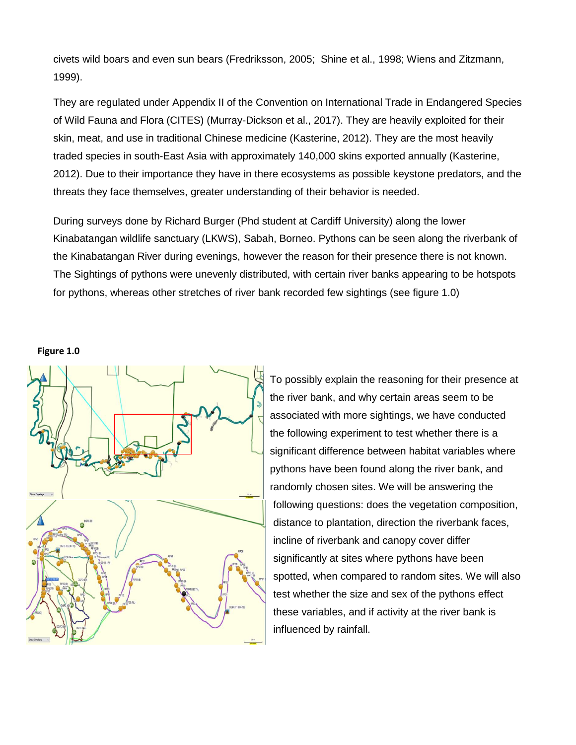civets wild boars and even sun bears (Fredriksson, 2005; Shine et al., 1998; Wiens and Zitzmann, 1999).

They are regulated under Appendix II of the Convention on International Trade in Endangered Species of Wild Fauna and Flora (CITES) (Murray-Dickson et al., 2017). They are heavily exploited for their skin, meat, and use in traditional Chinese medicine (Kasterine, 2012). They are the most heavily traded species in south-East Asia with approximately 140,000 skins exported annually (Kasterine, 2012). Due to their importance they have in there ecosystems as possible keystone predators, and the threats they face themselves, greater understanding of their behavior is needed.

During surveys done by Richard Burger (Phd student at Cardiff University) along the lower Kinabatangan wildlife sanctuary (LKWS), Sabah, Borneo. Pythons can be seen along the riverbank of the Kinabatangan River during evenings, however the reason for their presence there is not known. The Sightings of pythons were unevenly distributed, with certain river banks appearing to be hotspots for pythons, whereas other stretches of river bank recorded few sightings (see figure 1.0)

**Figure 1.0**

To possibly explain the reasoning for their presence at the river bank, and why certain areas seem to be associated with more sightings, we have conducted the following experiment to test whether there is a significant difference between habitat variables where pythons have been found along the river bank, and randomly chosen sites. We will be answering the following questions: does the vegetation composition, distance to plantation, direction the riverbank faces, incline of riverbank and canopy cover differ significantly at sites where pythons have been spotted, when compared to random sites. We will also test whether the size and sex of the pythons effect these variables, and if activity at the river bank is influenced by rainfall.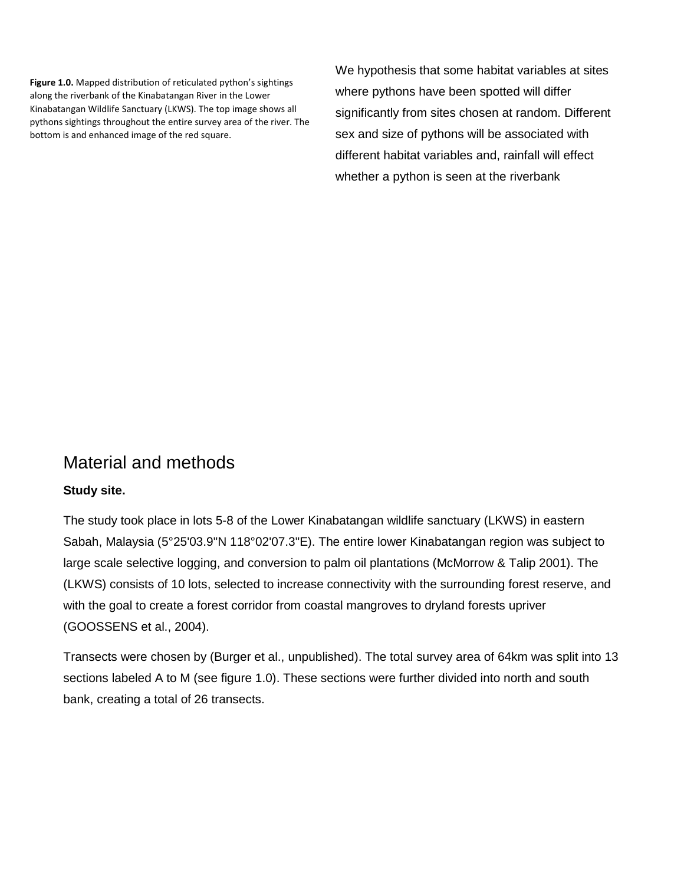**Figure 1.0.** Mapped distribution of reticulated python's sightings along the riverbank of the Kinabatangan River in the Lower Kinabatangan Wildlife Sanctuary (LKWS). The top image shows all pythons sightings throughout the entire survey area of the river. The bottom is and enhanced image of the red square.

We hypothesis that some habitat variables at sites where pythons have been spotted will differ significantly from sites chosen at random. Different sex and size of pythons will be associated with different habitat variables and, rainfall will effect whether a python is seen at the riverbank

## Material and methods

**Study site.**

The study took place in lots 5-8 of the Lower Kinabatangan wildlife sanctuary (LKWS) in eastern Sabah, Malaysia (5°25'03.9"N 118°02'07.3"E). The entire lower Kinabatangan region was subject to large scale selective logging, and conversion to palm oil plantations (McMorrow & Talip 2001). The (LKWS) consists of 10 lots, selected to increase connectivity with the surrounding forest reserve, and with the goal to create a forest corridor from coastal mangroves to dryland forests upriver (GOOSSENS et al., 2004).

Transects were chosen by (Burger et al., unpublished). The total survey area of 64km was split into 13 sections labeled A to M (see figure 1.0). These sections were further divided into north and south bank, creating a total of 26 transects.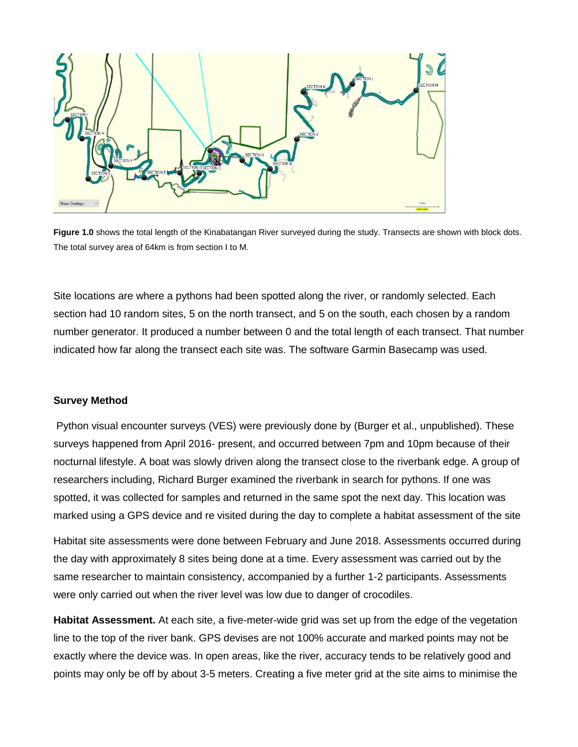**Figure 1.0** shows the total length of the Kinabatangan River surveyed during the study. Transects are shown with block dots. The total survey area of 64km is from section I to M.

Site locations are where a pythons had been spotted along the river, or randomly selected. Each section had 10 random sites, 5 on the north transect, and 5 on the south, each chosen by a random number generator. It produced a number between 0 and the total length of each transect. That number indicated how far along the transect each site was. The software Garmin Basecamp was used.

**Survey Method**

Python visual encounter surveys (VES) were previously done by (Burger et al., unpublished). These surveys happened from April 2016- present, and occurred between 7pm and 10pm because of their nocturnal lifestyle. A boat was slowly driven along the transect close to the riverbank edge. A group of researchers including, Richard Burger examined the riverbank in search for pythons. If one was spotted, it was collected for samples and returned in the same spot the next day. This location was marked using a GPS device and re visited during the day to complete a habitat assessment of the site

Habitat site assessments were done between February and June 2018. Assessments occurred during the day with approximately 8 sites being done at a time. Every assessment was carried out by the same researcher to maintain consistency, accompanied by a further 1-2 participants. Assessments were only carried out when the river level was low due to danger of crocodiles.

**Habitat Assessment.** At each site, a five-meter-wide grid was set up from the edge of the vegetation line to the top of the river bank. GPS devises are not 100% accurate and marked points may not be exactly where the device was. In open areas, like the river, accuracy tends to be relatively good and points may only be off by about 3-5 meters. Creating a five meter grid at the site aims to minimise the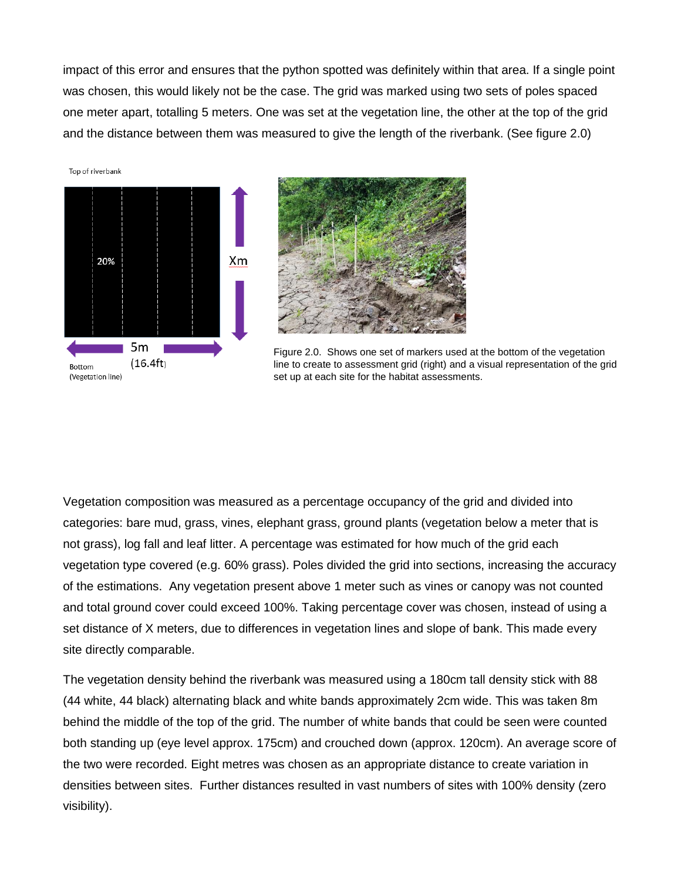impact of this error and ensures that the python spotted was definitely within that area. If a single point was chosen, this would likely not be the case. The grid was marked using two sets of poles spaced one meter apart, totalling 5 meters. One was set at the vegetation line, the other at the top of the grid and the distance between them was measured to give the length of the riverbank. (See figure 2.0)

Top of riverbank

20%

Xm

5m
(16.4ft)

Bottom
(Vegetation line)

Figure 2.0. Shows one set of markers used at the bottom of the vegetation line to create to assessment grid (right) and a visual representation of the grid set up at each site for the habitat assessments.

Vegetation composition was measured as a percentage occupancy of the grid and divided into categories: bare mud, grass, vines, elephant grass, ground plants (vegetation below a meter that is not grass), log fall and leaf litter. A percentage was estimated for how much of the grid each vegetation type covered (e.g. 60% grass). Poles divided the grid into sections, increasing the accuracy of the estimations. Any vegetation present above 1 meter such as vines or canopy was not counted and total ground cover could exceed 100%. Taking percentage cover was chosen, instead of using a set distance of X meters, due to differences in vegetation lines and slope of bank. This made every site directly comparable.

The vegetation density behind the riverbank was measured using a 180cm tall density stick with 88 (44 white, 44 black) alternating black and white bands approximately 2cm wide. This was taken 8m behind the middle of the top of the grid. The number of white bands that could be seen were counted both standing up (eye level approx. 175cm) and crouched down (approx. 120cm). An average score of the two were recorded. Eight metres was chosen as an appropriate distance to create variation in densities between sites. Further distances resulted in vast numbers of sites with 100% density (zero visibility).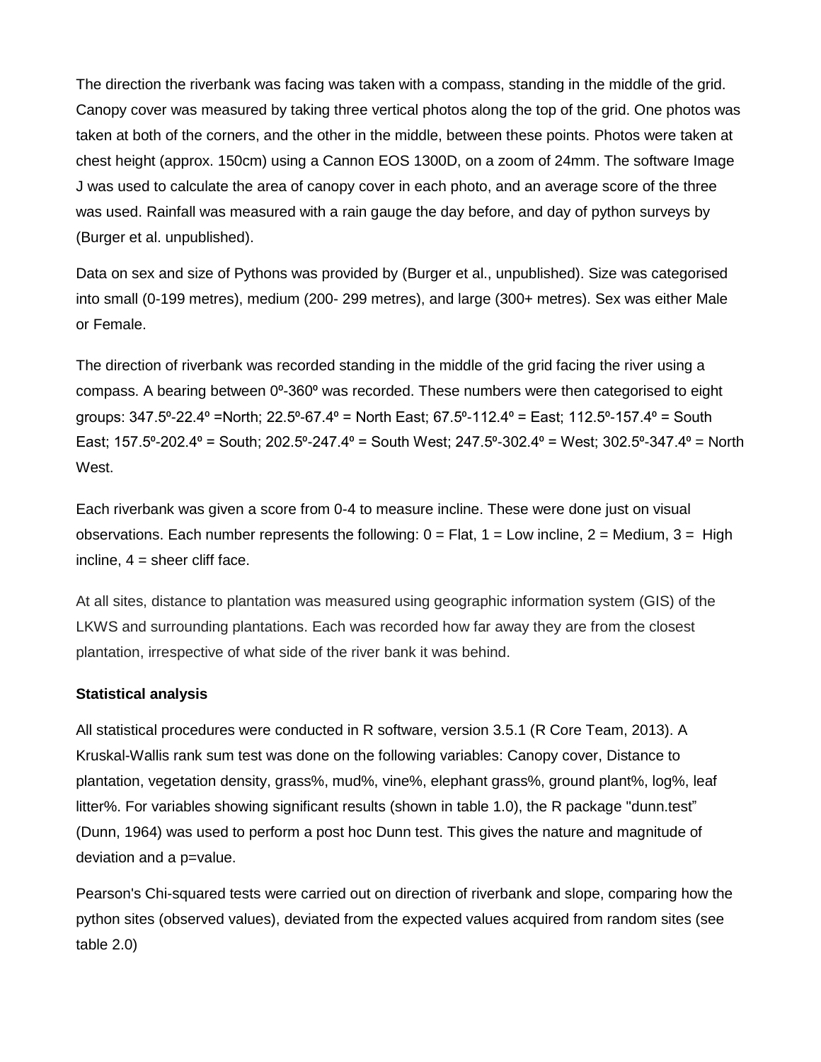The direction the riverbank was facing was taken with a compass, standing in the middle of the grid. Canopy cover was measured by taking three vertical photos along the top of the grid. One photos was taken at both of the corners, and the other in the middle, between these points. Photos were taken at chest height (approx. 150cm) using a Cannon EOS 1300D, on a zoom of 24mm. The software Image J was used to calculate the area of canopy cover in each photo, and an average score of the three was used. Rainfall was measured with a rain gauge the day before, and day of python surveys by (Burger et al. unpublished).

Data on sex and size of Pythons was provided by (Burger et al., unpublished). Size was categorised into small (0-199 metres), medium (200- 299 metres), and large (300+ metres). Sex was either Male or Female.

The direction of riverbank was recorded standing in the middle of the grid facing the river using a compass. A bearing between 0º-360º was recorded. These numbers were then categorised to eight groups: 347.5º-22.4º =North; 22.5º-67.4º = North East; 67.5º-112.4º = East; 112.5º-157.4º = South East; 157.5º-202.4º = South; 202.5º-247.4º = South West; 247.5º-302.4º = West; 302.5º-347.4º = North West.

Each riverbank was given a score from 0-4 to measure incline. These were done just on visual observations. Each number represents the following: 0 = Flat, 1 = Low incline, 2 = Medium, 3 = High incline, 4 = sheer cliff face.

At all sites, distance to plantation was measured using geographic information system (GIS) of the LKWS and surrounding plantations. Each was recorded how far away they are from the closest plantation, irrespective of what side of the river bank it was behind.

**Statistical analysis**

All statistical procedures were conducted in R software, version 3.5.1 (R Core Team, 2013). A Kruskal-Wallis rank sum test was done on the following variables: Canopy cover, Distance to plantation, vegetation density, grass%, mud%, vine%, elephant grass%, ground plant%, log%, leaf litter%. For variables showing significant results (shown in table 1.0), the R package "dunn.test" (Dunn, 1964) was used to perform a post hoc Dunn test. This gives the nature and magnitude of deviation and a p=value.

Pearson's Chi-squared tests were carried out on direction of riverbank and slope, comparing how the python sites (observed values), deviated from the expected values acquired from random sites (see table 2.0)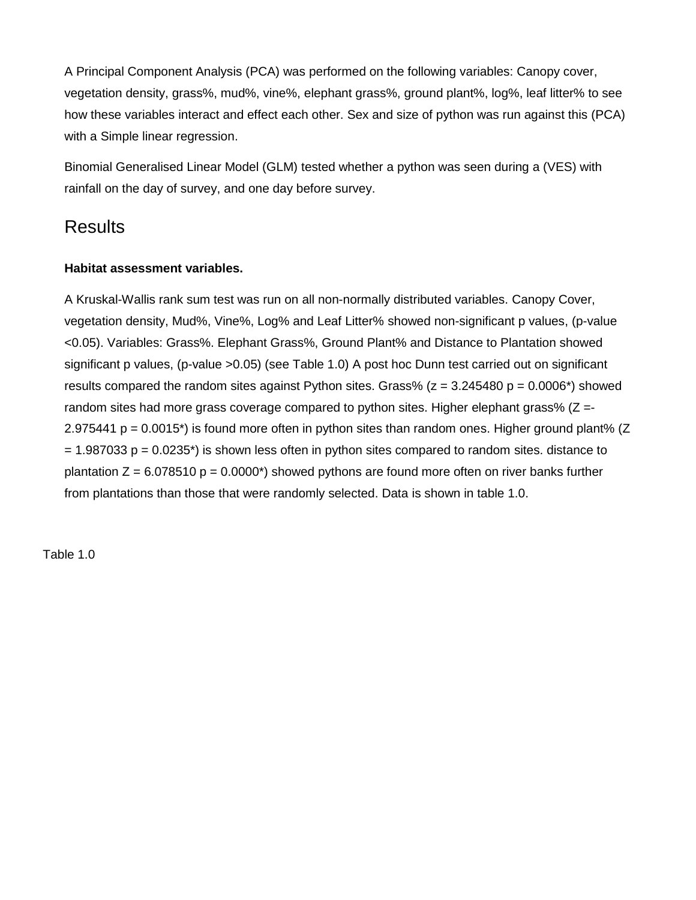A Principal Component Analysis (PCA) was performed on the following variables: Canopy cover, vegetation density, grass%, mud%, vine%, elephant grass%, ground plant%, log%, leaf litter% to see how these variables interact and effect each other. Sex and size of python was run against this (PCA) with a Simple linear regression.

Binomial Generalised Linear Model (GLM) tested whether a python was seen during a (VES) with rainfall on the day of survey, and one day before survey.

## Results

**Habitat assessment variables.**

A Kruskal-Wallis rank sum test was run on all non-normally distributed variables. Canopy Cover, vegetation density, Mud%, Vine%, Log% and Leaf Litter% showed non-significant p values, ($p$-value $<0.05$). Variables: Grass%. Elephant Grass%, Ground Plant% and Distance to Plantation showed significant p values, ($p$-value $>0.05$) (see Table 1.0) A post hoc Dunn test carried out on significant results compared the random sites against Python sites. Grass% ($z = 3.245480$ $p = 0.0006$*) showed random sites had more grass coverage compared to python sites. Higher elephant grass% ($Z = -2.975441$ $p = 0.0015$*) is found more often in python sites than random ones. Higher ground plant% ($Z = 1.987033$ $p = 0.0235$*) is shown less often in python sites compared to random sites. distance to plantation $Z = 6.078510$ $p = 0.0000$*) showed pythons are found more often on river banks further from plantations than those that were randomly selected. Data is shown in table 1.0.

Table 1.0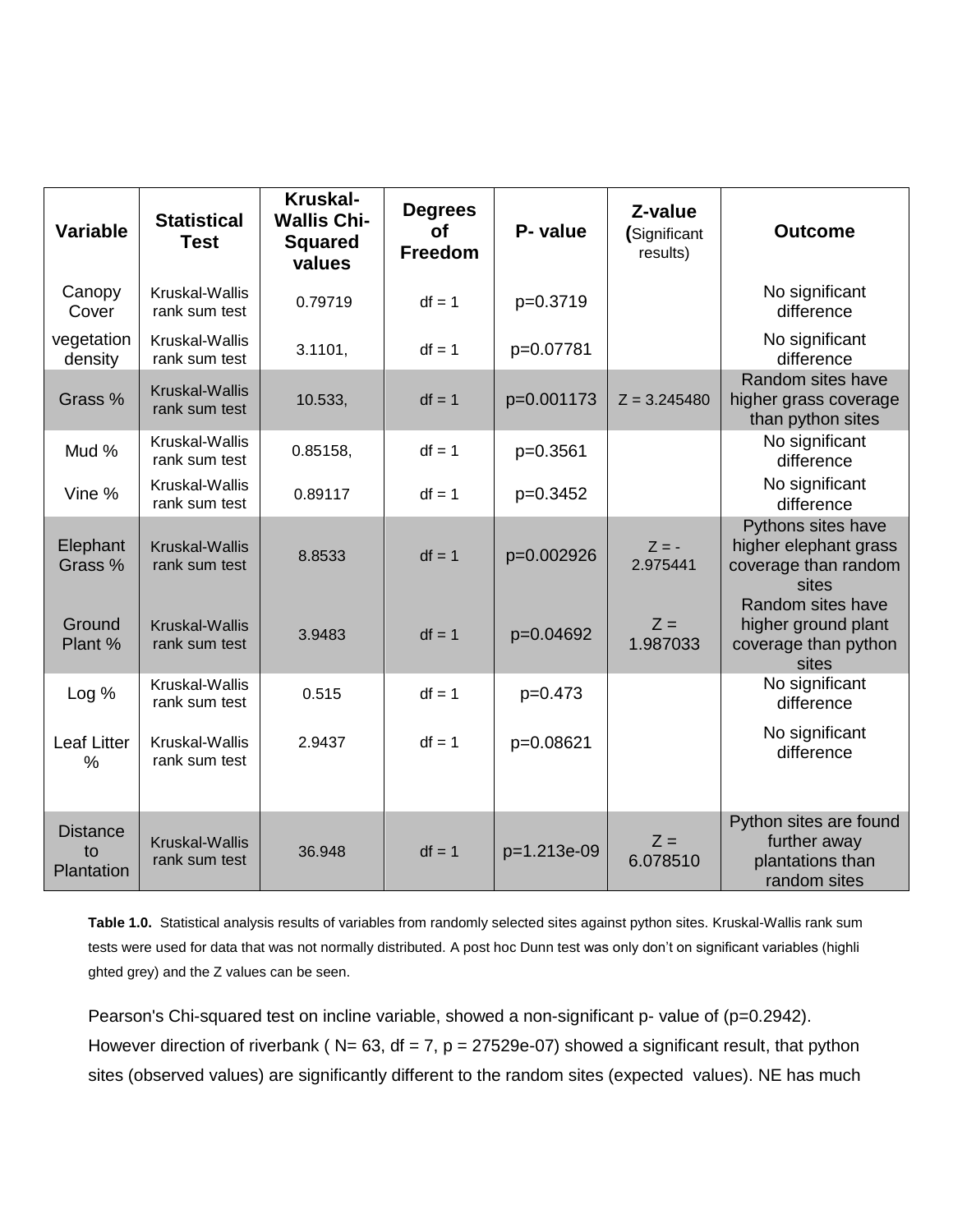| Variable | Statistical Test | Kruskal-Wallis Chi-Squared values | Degrees of Freedom | P- value | Z-value (Significant results) | Outcome |
|---|---|---|---|---|---|---|
| Canopy Cover | Kruskal-Wallis rank sum test | 0.79719 | df = 1 | p=0.3719 | | No significant difference |
| vegetation density | Kruskal-Wallis rank sum test | 3.1101, | df = 1 | p=0.07781 | | No significant difference |
| Grass % | Kruskal-Wallis rank sum test | 10.533, | df = 1 | p=0.001173 | Z = 3.245480 | Random sites have higher grass coverage than python sites |
| Mud % | Kruskal-Wallis rank sum test | 0.85158, | df = 1 | p=0.3561 | | No significant difference |
| Vine % | Kruskal-Wallis rank sum test | 0.89117 | df = 1 | p=0.3452 | | No significant difference |
| Elephant Grass % | Kruskal-Wallis rank sum test | 8.8533 | df = 1 | p=0.002926 | Z = -2.975441 | Pythons sites have higher elephant grass coverage than random sites |
| Ground Plant % | Kruskal-Wallis rank sum test | 3.9483 | df = 1 | p=0.04692 | Z = 1.987033 | Random sites have higher ground plant coverage than python sites |
| Log % | Kruskal-Wallis rank sum test | 0.515 | df = 1 | p=0.473 | | No significant difference |
| Leaf Litter % | Kruskal-Wallis rank sum test | 2.9437 | df = 1 | p=0.08621 | | No significant difference |
| Distance to Plantation | Kruskal-Wallis rank sum test | 36.948 | df = 1 | p=1.213e-09 | Z = 6.078510 | Python sites are found further away plantations than random sites |

**Table 1.0.** Statistical analysis results of variables from randomly selected sites against python sites. Kruskal-Wallis rank sum tests were used for data that was not normally distributed. A post hoc Dunn test was only don't on significant variables (highlighted grey) and the Z values can be seen.

Pearson's Chi-squared test on incline variable, showed a non-significant p- value of (p=0.2942). However direction of riverbank ( N= 63, df = 7, p = 27529e-07) showed a significant result, that python sites (observed values) are significantly different to the random sites (expected values). NE has much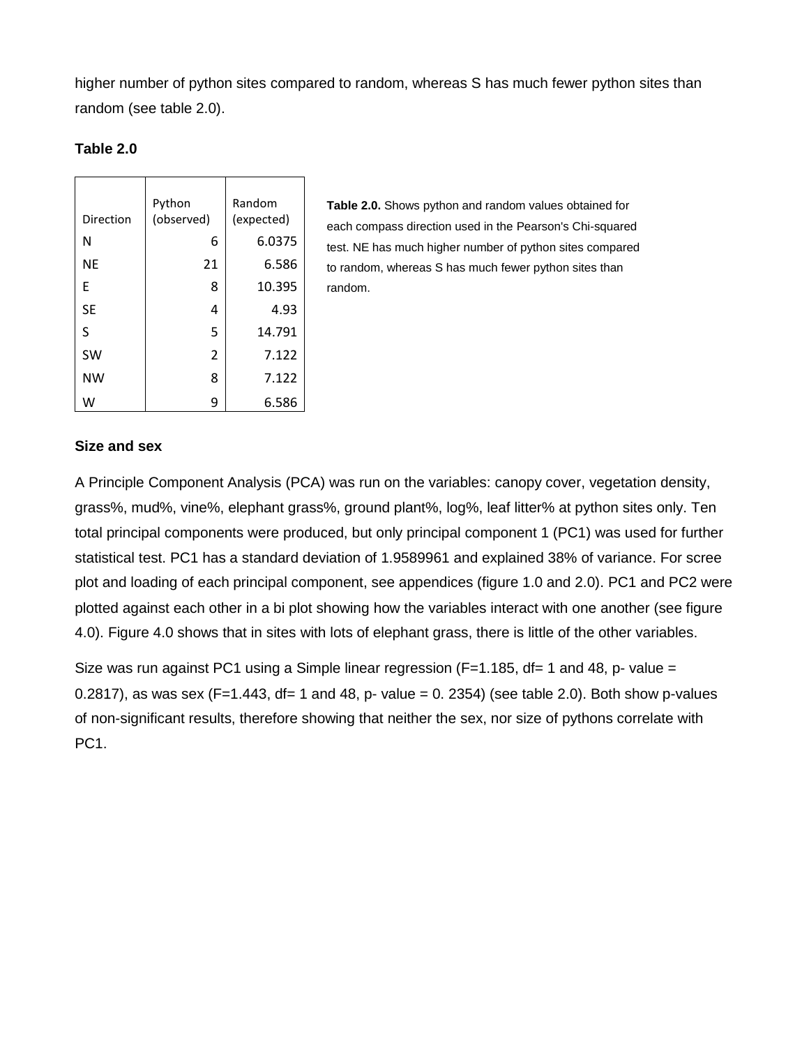higher number of python sites compared to random, whereas S has much fewer python sites than random (see table 2.0).

**Table 2.0**

| Direction | Python (observed) | Random (expected) |
|---|---|---|
| N | 6 | 6.0375 |
| NE | 21 | 6.586 |
| E | 8 | 10.395 |
| SE | 4 | 4.93 |
| S | 5 | 14.791 |
| SW | 2 | 7.122 |
| NW | 8 | 7.122 |
| W | 9 | 6.586 |

**Table 2.0.** Shows python and random values obtained for each compass direction used in the Pearson's Chi-squared test. NE has much higher number of python sites compared to random, whereas S has much fewer python sites than random.

**Size and sex**

A Principle Component Analysis (PCA) was run on the variables: canopy cover, vegetation density, grass%, mud%, vine%, elephant grass%, ground plant%, log%, leaf litter% at python sites only. Ten total principal components were produced, but only principal component 1 (PC1) was used for further statistical test. PC1 has a standard deviation of 1.9589961 and explained 38% of variance. For scree plot and loading of each principal component, see appendices (figure 1.0 and 2.0). PC1 and PC2 were plotted against each other in a bi plot showing how the variables interact with one another (see figure 4.0). Figure 4.0 shows that in sites with lots of elephant grass, there is little of the other variables.

Size was run against PC1 using a Simple linear regression (F=1.185, df= 1 and 48, p- value = 0.2817), as was sex (F=1.443, df= 1 and 48, p- value = 0. 2354) (see table 2.0). Both show p-values of non-significant results, therefore showing that neither the sex, nor size of pythons correlate with PC1.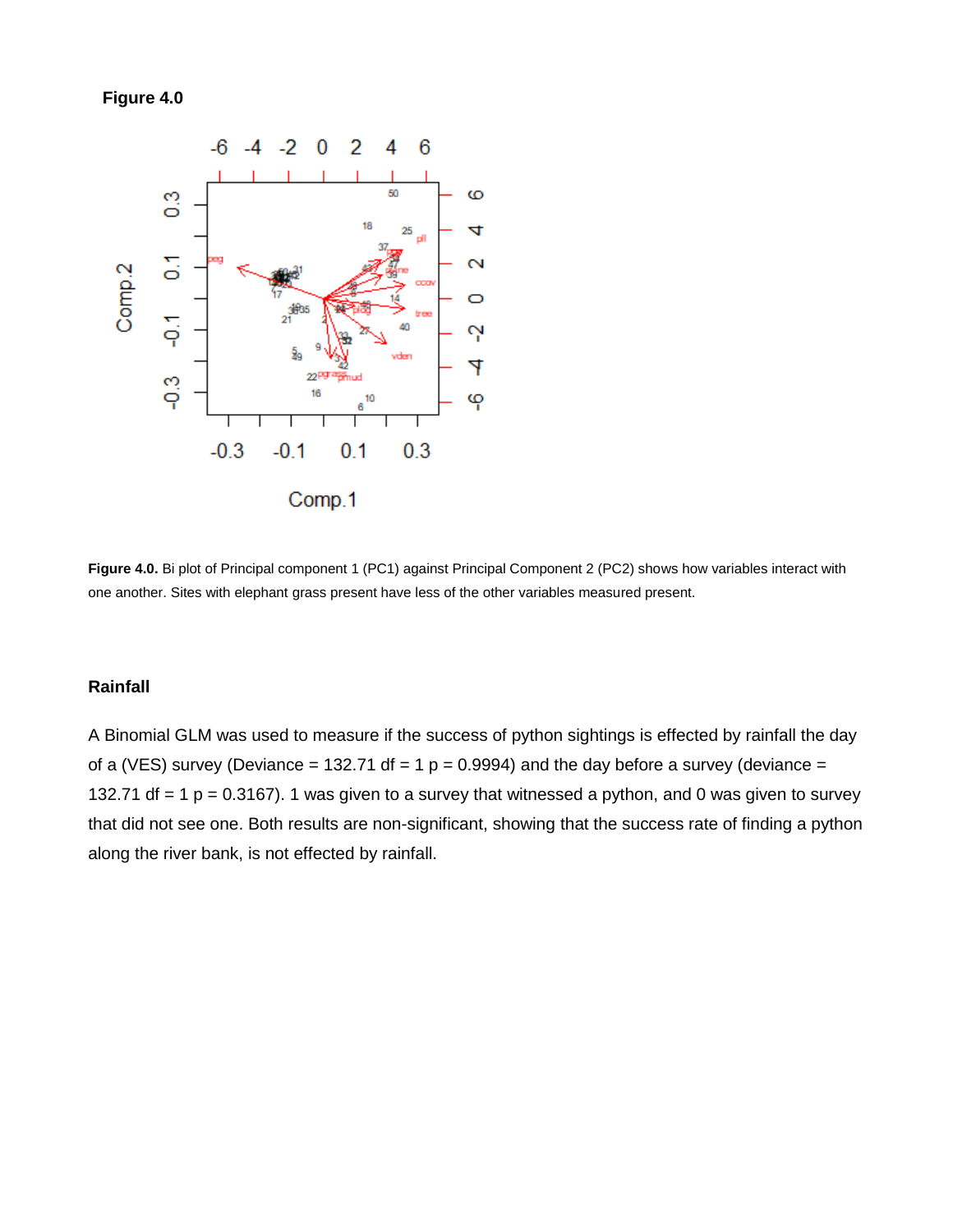**Figure 4.0**

**Figure 4.0.** Bi plot of Principal component 1 (PC1) against Principal Component 2 (PC2) shows how variables interact with one another. Sites with elephant grass present have less of the other variables measured present.

**Rainfall**

A Binomial GLM was used to measure if the success of python sightings is effected by rainfall the day of a (VES) survey (Deviance = 132.71 df = 1 p = 0.9994) and the day before a survey (deviance = 132.71 df = 1 p = 0.3167). 1 was given to a survey that witnessed a python, and 0 was given to survey that did not see one. Both results are non-significant, showing that the success rate of finding a python along the river bank, is not effected by rainfall.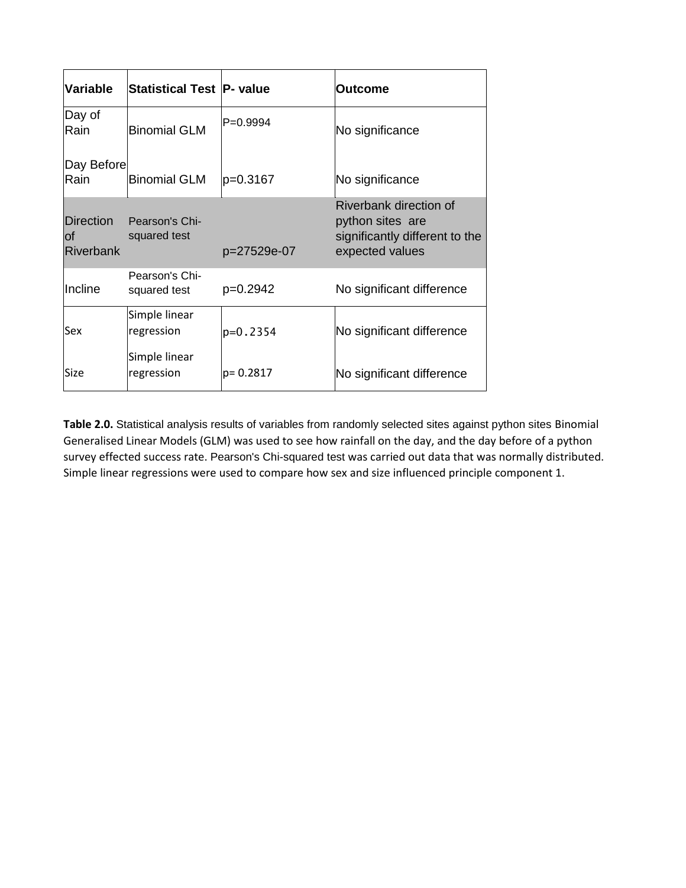| Variable | Statistical Test | P- value | Outcome |
| --- | --- | --- | --- |
| Day of Rain | Binomial GLM | P=0.9994 | No significance |
| Day Before Rain | Binomial GLM | p=0.3167 | No significance |
| Direction of Riverbank | Pearson's Chi-squared test | p=27529e-07 | Riverbank direction of python sites are significantly different to the expected values |
| Incline | Pearson's Chi-squared test | p=0.2942 | No significant difference |
| Sex | Simple linear regression | p=0.2354 | No significant difference |
| Size | Simple linear regression | p= 0.2817 | No significant difference |

**Table 2.0.** Statistical analysis results of variables from randomly selected sites against python sites Binomial Generalised Linear Models (GLM) was used to see how rainfall on the day, and the day before of a python survey effected success rate. Pearson's Chi-squared test was carried out data that was normally distributed. Simple linear regressions were used to compare how sex and size influenced principle component 1.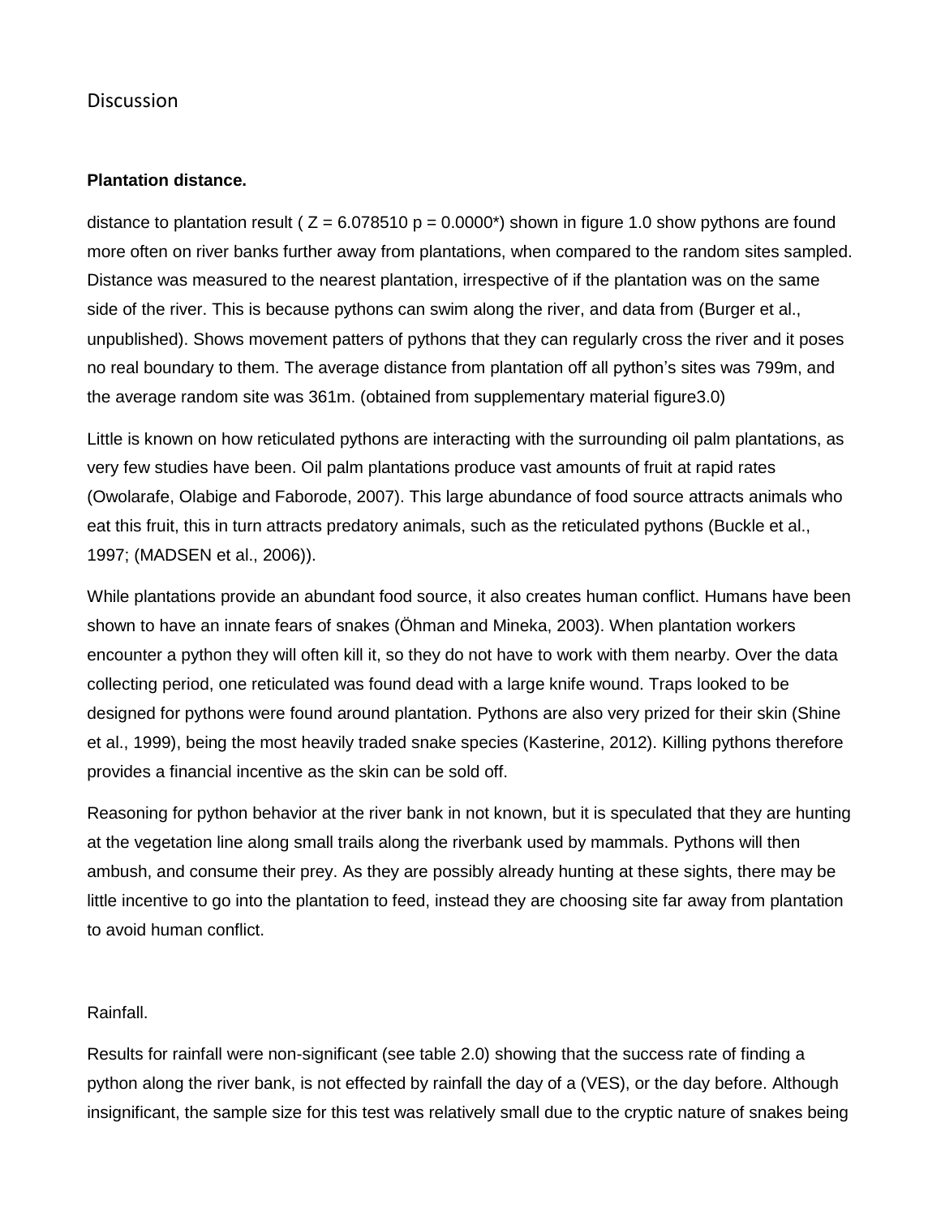## Discussion

**Plantation distance.**

distance to plantation result ( $Z = 6.078510$ $p = 0.0000$*) shown in figure 1.0 show pythons are found more often on river banks further away from plantations, when compared to the random sites sampled. Distance was measured to the nearest plantation, irrespective of if the plantation was on the same side of the river. This is because pythons can swim along the river, and data from (Burger et al., unpublished). Shows movement patters of pythons that they can regularly cross the river and it poses no real boundary to them. The average distance from plantation off all python's sites was 799m, and the average random site was 361m. (obtained from supplementary material figure3.0)

Little is known on how reticulated pythons are interacting with the surrounding oil palm plantations, as very few studies have been. Oil palm plantations produce vast amounts of fruit at rapid rates (Owolarafe, Olabige and Faborode, 2007). This large abundance of food source attracts animals who eat this fruit, this in turn attracts predatory animals, such as the reticulated pythons (Buckle et al., 1997; (MADSEN et al., 2006)).

While plantations provide an abundant food source, it also creates human conflict. Humans have been shown to have an innate fears of snakes (Öhman and Mineka, 2003). When plantation workers encounter a python they will often kill it, so they do not have to work with them nearby. Over the data collecting period, one reticulated was found dead with a large knife wound. Traps looked to be designed for pythons were found around plantation. Pythons are also very prized for their skin (Shine et al., 1999), being the most heavily traded snake species (Kasterine, 2012). Killing pythons therefore provides a financial incentive as the skin can be sold off.

Reasoning for python behavior at the river bank in not known, but it is speculated that they are hunting at the vegetation line along small trails along the riverbank used by mammals. Pythons will then ambush, and consume their prey. As they are possibly already hunting at these sights, there may be little incentive to go into the plantation to feed, instead they are choosing site far away from plantation to avoid human conflict.

Rainfall.

Results for rainfall were non-significant (see table 2.0) showing that the success rate of finding a python along the river bank, is not effected by rainfall the day of a (VES), or the day before. Although insignificant, the sample size for this test was relatively small due to the cryptic nature of snakes being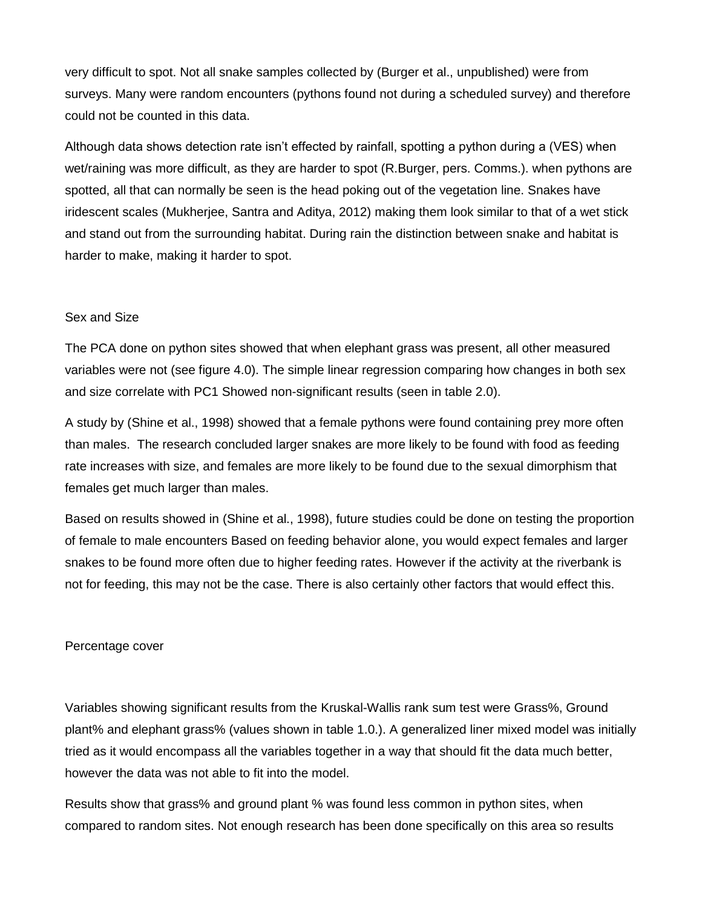very difficult to spot. Not all snake samples collected by (Burger et al., unpublished) were from surveys. Many were random encounters (pythons found not during a scheduled survey) and therefore could not be counted in this data.

Although data shows detection rate isn't effected by rainfall, spotting a python during a (VES) when wet/raining was more difficult, as they are harder to spot (R.Burger, pers. Comms.). when pythons are spotted, all that can normally be seen is the head poking out of the vegetation line. Snakes have iridescent scales (Mukherjee, Santra and Aditya, 2012) making them look similar to that of a wet stick and stand out from the surrounding habitat. During rain the distinction between snake and habitat is harder to make, making it harder to spot.

## Sex and Size

The PCA done on python sites showed that when elephant grass was present, all other measured variables were not (see figure 4.0). The simple linear regression comparing how changes in both sex and size correlate with PC1 Showed non-significant results (seen in table 2.0).

A study by (Shine et al., 1998) showed that a female pythons were found containing prey more often than males. The research concluded larger snakes are more likely to be found with food as feeding rate increases with size, and females are more likely to be found due to the sexual dimorphism that females get much larger than males.

Based on results showed in (Shine et al., 1998), future studies could be done on testing the proportion of female to male encounters Based on feeding behavior alone, you would expect females and larger snakes to be found more often due to higher feeding rates. However if the activity at the riverbank is not for feeding, this may not be the case. There is also certainly other factors that would effect this.

## Percentage cover

Variables showing significant results from the Kruskal-Wallis rank sum test were Grass%, Ground plant% and elephant grass% (values shown in table 1.0.). A generalized liner mixed model was initially tried as it would encompass all the variables together in a way that should fit the data much better, however the data was not able to fit into the model.

Results show that grass% and ground plant % was found less common in python sites, when compared to random sites. Not enough research has been done specifically on this area so results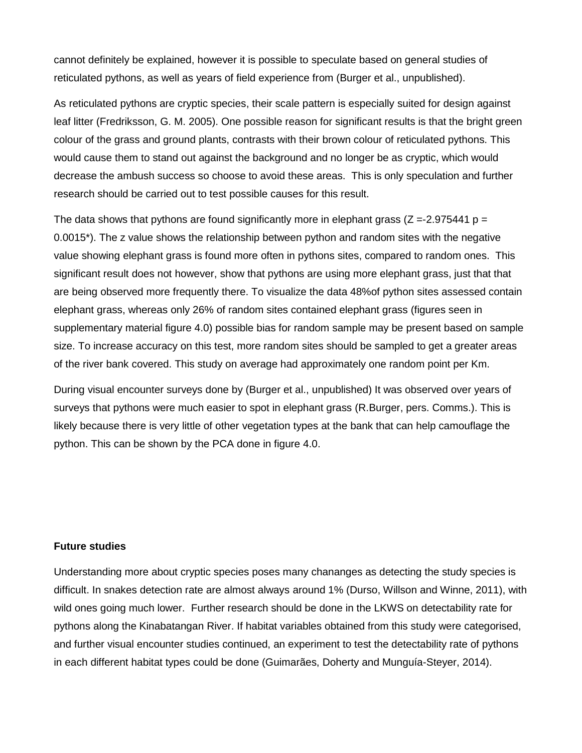cannot definitely be explained, however it is possible to speculate based on general studies of reticulated pythons, as well as years of field experience from (Burger et al., unpublished).

As reticulated pythons are cryptic species, their scale pattern is especially suited for design against leaf litter (Fredriksson, G. M. 2005). One possible reason for significant results is that the bright green colour of the grass and ground plants, contrasts with their brown colour of reticulated pythons. This would cause them to stand out against the background and no longer be as cryptic, which would decrease the ambush success so choose to avoid these areas. This is only speculation and further research should be carried out to test possible causes for this result.

The data shows that pythons are found significantly more in elephant grass ($Z = -2.975441$ $p = 0.0015$*). The z value shows the relationship between python and random sites with the negative value showing elephant grass is found more often in pythons sites, compared to random ones. This significant result does not however, show that pythons are using more elephant grass, just that that are being observed more frequently there. To visualize the data 48%of python sites assessed contain elephant grass, whereas only 26% of random sites contained elephant grass (figures seen in supplementary material figure 4.0) possible bias for random sample may be present based on sample size. To increase accuracy on this test, more random sites should be sampled to get a greater areas of the river bank covered. This study on average had approximately one random point per Km.

During visual encounter surveys done by (Burger et al., unpublished) It was observed over years of surveys that pythons were much easier to spot in elephant grass (R.Burger, pers. Comms.). This is likely because there is very little of other vegetation types at the bank that can help camouflage the python. This can be shown by the PCA done in figure 4.0.

**Future studies**

Understanding more about cryptic species poses many chananges as detecting the study species is difficult. In snakes detection rate are almost always around 1% (Durso, Willson and Winne, 2011), with wild ones going much lower. Further research should be done in the LKWS on detectability rate for pythons along the Kinabatangan River. If habitat variables obtained from this study were categorised, and further visual encounter studies continued, an experiment to test the detectability rate of pythons in each different habitat types could be done (Guimarães, Doherty and Munguía-Steyer, 2014).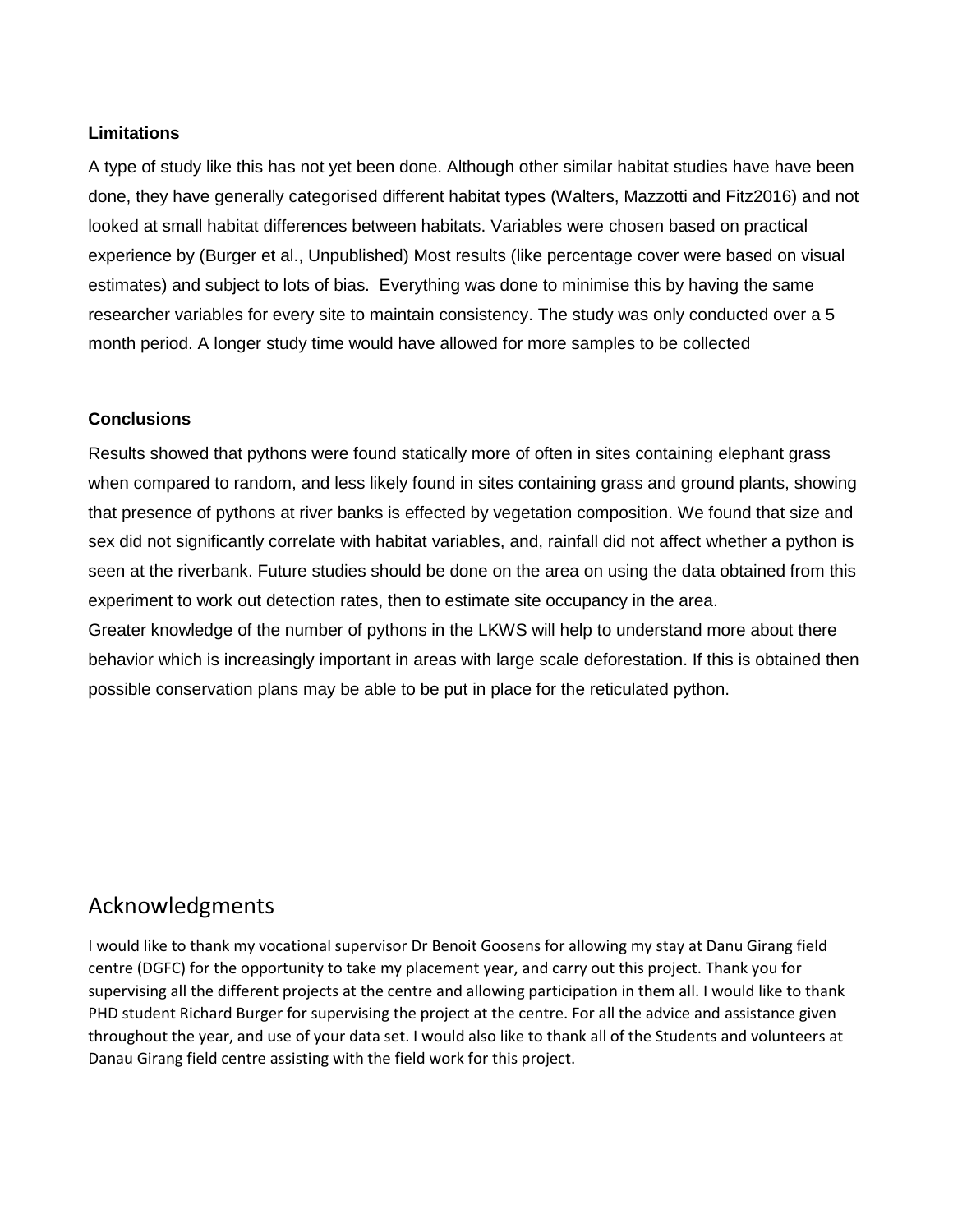**Limitations**

A type of study like this has not yet been done. Although other similar habitat studies have have been done, they have generally categorised different habitat types (Walters, Mazzotti and Fitz2016) and not looked at small habitat differences between habitats. Variables were chosen based on practical experience by (Burger et al., Unpublished) Most results (like percentage cover were based on visual estimates) and subject to lots of bias. Everything was done to minimise this by having the same researcher variables for every site to maintain consistency. The study was only conducted over a 5 month period. A longer study time would have allowed for more samples to be collected

**Conclusions**

Results showed that pythons were found statically more of often in sites containing elephant grass when compared to random, and less likely found in sites containing grass and ground plants, showing that presence of pythons at river banks is effected by vegetation composition. We found that size and sex did not significantly correlate with habitat variables, and, rainfall did not affect whether a python is seen at the riverbank. Future studies should be done on the area on using the data obtained from this experiment to work out detection rates, then to estimate site occupancy in the area.
Greater knowledge of the number of pythons in the LKWS will help to understand more about there behavior which is increasingly important in areas with large scale deforestation. If this is obtained then possible conservation plans may be able to be put in place for the reticulated python.

# Acknowledgments

I would like to thank my vocational supervisor Dr Benoit Goosens for allowing my stay at Danu Girang field centre (DGFC) for the opportunity to take my placement year, and carry out this project. Thank you for supervising all the different projects at the centre and allowing participation in them all. I would like to thank PHD student Richard Burger for supervising the project at the centre. For all the advice and assistance given throughout the year, and use of your data set. I would also like to thank all of the Students and volunteers at Danau Girang field centre assisting with the field work for this project.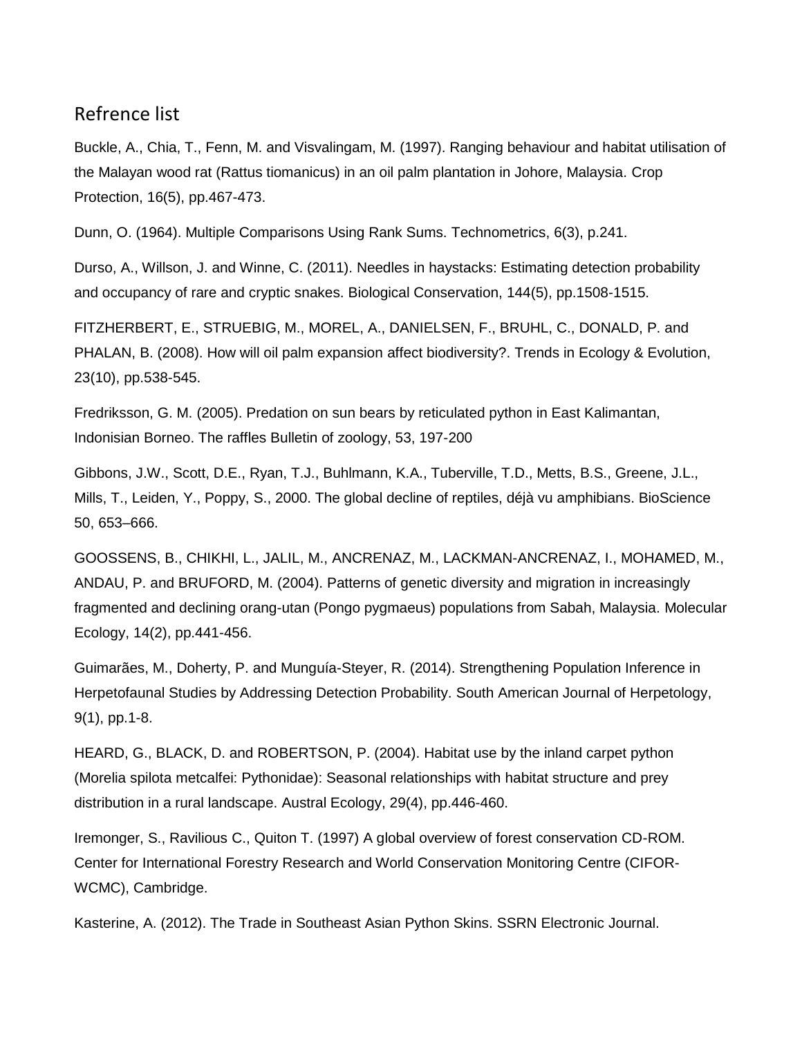## Refrence list

Buckle, A., Chia, T., Fenn, M. and Visvalingam, M. (1997). Ranging behaviour and habitat utilisation of the Malayan wood rat (Rattus tiomanicus) in an oil palm plantation in Johore, Malaysia. Crop Protection, 16(5), pp.467-473.

Dunn, O. (1964). Multiple Comparisons Using Rank Sums. Technometrics, 6(3), p.241.

Durso, A., Willson, J. and Winne, C. (2011). Needles in haystacks: Estimating detection probability and occupancy of rare and cryptic snakes. Biological Conservation, 144(5), pp.1508-1515.

FITZHERBERT, E., STRUEBIG, M., MOREL, A., DANIELSEN, F., BRUHL, C., DONALD, P. and PHALAN, B. (2008). How will oil palm expansion affect biodiversity?. Trends in Ecology & Evolution, 23(10), pp.538-545.

Fredriksson, G. M. (2005). Predation on sun bears by reticulated python in East Kalimantan, Indonisian Borneo. The raffles Bulletin of zoology, 53, 197-200

Gibbons, J.W., Scott, D.E., Ryan, T.J., Buhlmann, K.A., Tuberville, T.D., Metts, B.S., Greene, J.L., Mills, T., Leiden, Y., Poppy, S., 2000. The global decline of reptiles, déjà vu amphibians. BioScience 50, 653–666.

GOOSSENS, B., CHIKHI, L., JALIL, M., ANCRENAZ, M., LACKMAN-ANCRENAZ, I., MOHAMED, M., ANDAU, P. and BRUFORD, M. (2004). Patterns of genetic diversity and migration in increasingly fragmented and declining orang-utan (Pongo pygmaeus) populations from Sabah, Malaysia. Molecular Ecology, 14(2), pp.441-456.

Guimarães, M., Doherty, P. and Munguía-Steyer, R. (2014). Strengthening Population Inference in Herpetofaunal Studies by Addressing Detection Probability. South American Journal of Herpetology, 9(1), pp.1-8.

HEARD, G., BLACK, D. and ROBERTSON, P. (2004). Habitat use by the inland carpet python (Morelia spilota metcalfei: Pythonidae): Seasonal relationships with habitat structure and prey distribution in a rural landscape. Austral Ecology, 29(4), pp.446-460.

Iremonger, S., Ravilious C., Quiton T. (1997) A global overview of forest conservation CD-ROM. Center for International Forestry Research and World Conservation Monitoring Centre (CIFOR-WCMC), Cambridge.

Kasterine, A. (2012). The Trade in Southeast Asian Python Skins. SSRN Electronic Journal.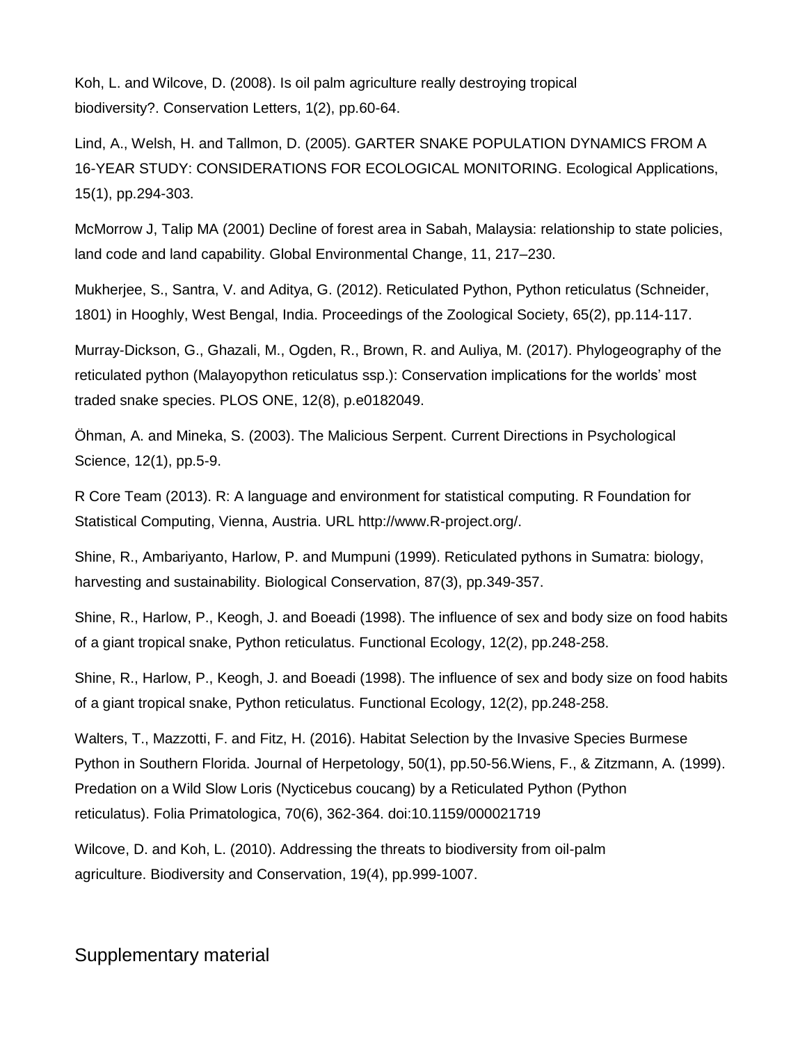Koh, L. and Wilcove, D. (2008). Is oil palm agriculture really destroying tropical biodiversity?. Conservation Letters, 1(2), pp.60-64.

Lind, A., Welsh, H. and Tallmon, D. (2005). GARTER SNAKE POPULATION DYNAMICS FROM A 16-YEAR STUDY: CONSIDERATIONS FOR ECOLOGICAL MONITORING. Ecological Applications, 15(1), pp.294-303.

McMorrow J, Talip MA (2001) Decline of forest area in Sabah, Malaysia: relationship to state policies, land code and land capability. Global Environmental Change, 11, 217–230.

Mukherjee, S., Santra, V. and Aditya, G. (2012). Reticulated Python, Python reticulatus (Schneider, 1801) in Hooghly, West Bengal, India. Proceedings of the Zoological Society, 65(2), pp.114-117.

Murray-Dickson, G., Ghazali, M., Ogden, R., Brown, R. and Auliya, M. (2017). Phylogeography of the reticulated python (Malayopython reticulatus ssp.): Conservation implications for the worlds' most traded snake species. PLOS ONE, 12(8), p.e0182049.

Öhman, A. and Mineka, S. (2003). The Malicious Serpent. Current Directions in Psychological Science, 12(1), pp.5-9.

R Core Team (2013). R: A language and environment for statistical computing. R Foundation for Statistical Computing, Vienna, Austria. URL http://www.R-project.org/.

Shine, R., Ambariyanto, Harlow, P. and Mumpuni (1999). Reticulated pythons in Sumatra: biology, harvesting and sustainability. Biological Conservation, 87(3), pp.349-357.

Shine, R., Harlow, P., Keogh, J. and Boeadi (1998). The influence of sex and body size on food habits of a giant tropical snake, Python reticulatus. Functional Ecology, 12(2), pp.248-258.

Shine, R., Harlow, P., Keogh, J. and Boeadi (1998). The influence of sex and body size on food habits of a giant tropical snake, Python reticulatus. Functional Ecology, 12(2), pp.248-258.

Walters, T., Mazzotti, F. and Fitz, H. (2016). Habitat Selection by the Invasive Species Burmese Python in Southern Florida. Journal of Herpetology, 50(1), pp.50-56.Wiens, F., & Zitzmann, A. (1999). Predation on a Wild Slow Loris (Nycticebus coucang) by a Reticulated Python (Python reticulatus). Folia Primatologica, 70(6), 362-364. doi:10.1159/000021719

Wilcove, D. and Koh, L. (2010). Addressing the threats to biodiversity from oil-palm agriculture. Biodiversity and Conservation, 19(4), pp.999-1007.

## Supplementary material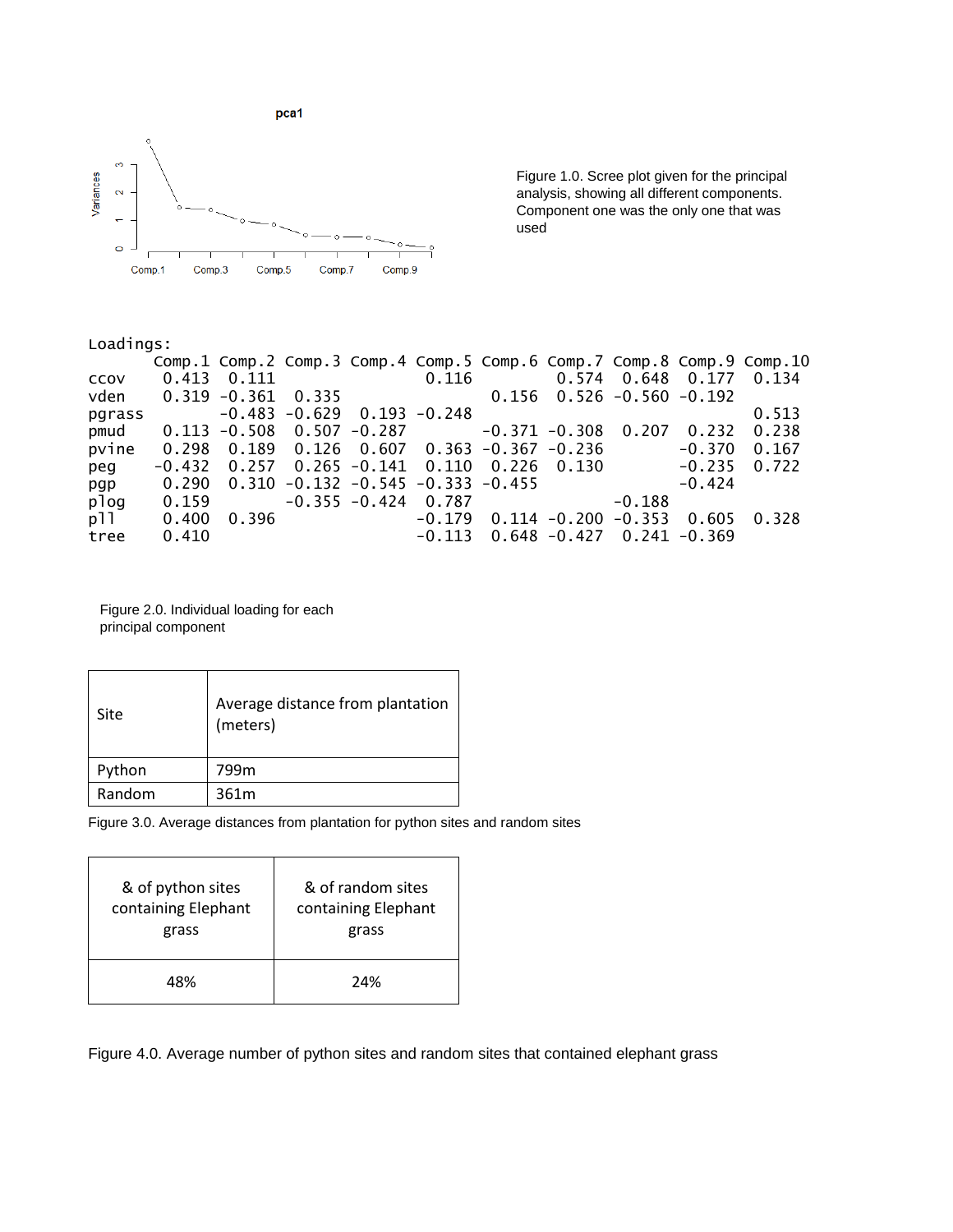pca1

Variances

0 1 2 3

Comp.1 Comp.3 Comp.5 Comp.7 Comp.9

Figure 1.0. Scree plot given for the principal analysis, showing all different components. Component one was the only one that was used

Loadings:

| | Comp.1 | Comp.2 | Comp.3 | Comp.4 | Comp.5 | Comp.6 | Comp.7 | Comp.8 | Comp.9 | Comp.10 |
|---|---|---|---|---|---|---|---|---|---|---|
| ccov | 0.413 | 0.111 | | | 0.116 | | 0.574 | 0.648 | 0.177 | 0.134 |
| vden | 0.319 | -0.361 | 0.335 | | | 0.156 | 0.526 | -0.560 | -0.192 | |
| pgrass | | -0.483 | -0.629 | 0.193 | -0.248 | | | | | 0.513 |
| pmud | 0.113 | -0.508 | 0.507 | -0.287 | | -0.371 | -0.308 | 0.207 | 0.232 | 0.238 |
| pvine | 0.298 | 0.189 | 0.126 | 0.607 | 0.363 | -0.367 | -0.236 | | -0.370 | 0.167 |
| peg | -0.432 | 0.257 | 0.265 | -0.141 | 0.110 | 0.226 | 0.130 | | -0.235 | 0.722 |
| pgp | 0.290 | 0.310 | -0.132 | -0.545 | -0.333 | -0.455 | | | -0.424 | |
| plog | 0.159 | | -0.355 | -0.424 | 0.787 | | | -0.188 | | |
| pll | 0.400 | 0.396 | | | -0.179 | 0.114 | -0.200 | -0.353 | 0.605 | 0.328 |
| tree | 0.410 | | | | -0.113 | 0.648 | -0.427 | 0.241 | -0.369 | |

Figure 2.0. Individual loading for each principal component

| Site | Average distance from plantation (meters) |
|---|---|
| Python | 799m |
| Random | 361m |

Figure 3.0. Average distances from plantation for python sites and random sites

| & of python sites containing Elephant grass | & of random sites containing Elephant grass |
|---|---|
| 48% | 24% |

Figure 4.0. Average number of python sites and random sites that contained elephant grass